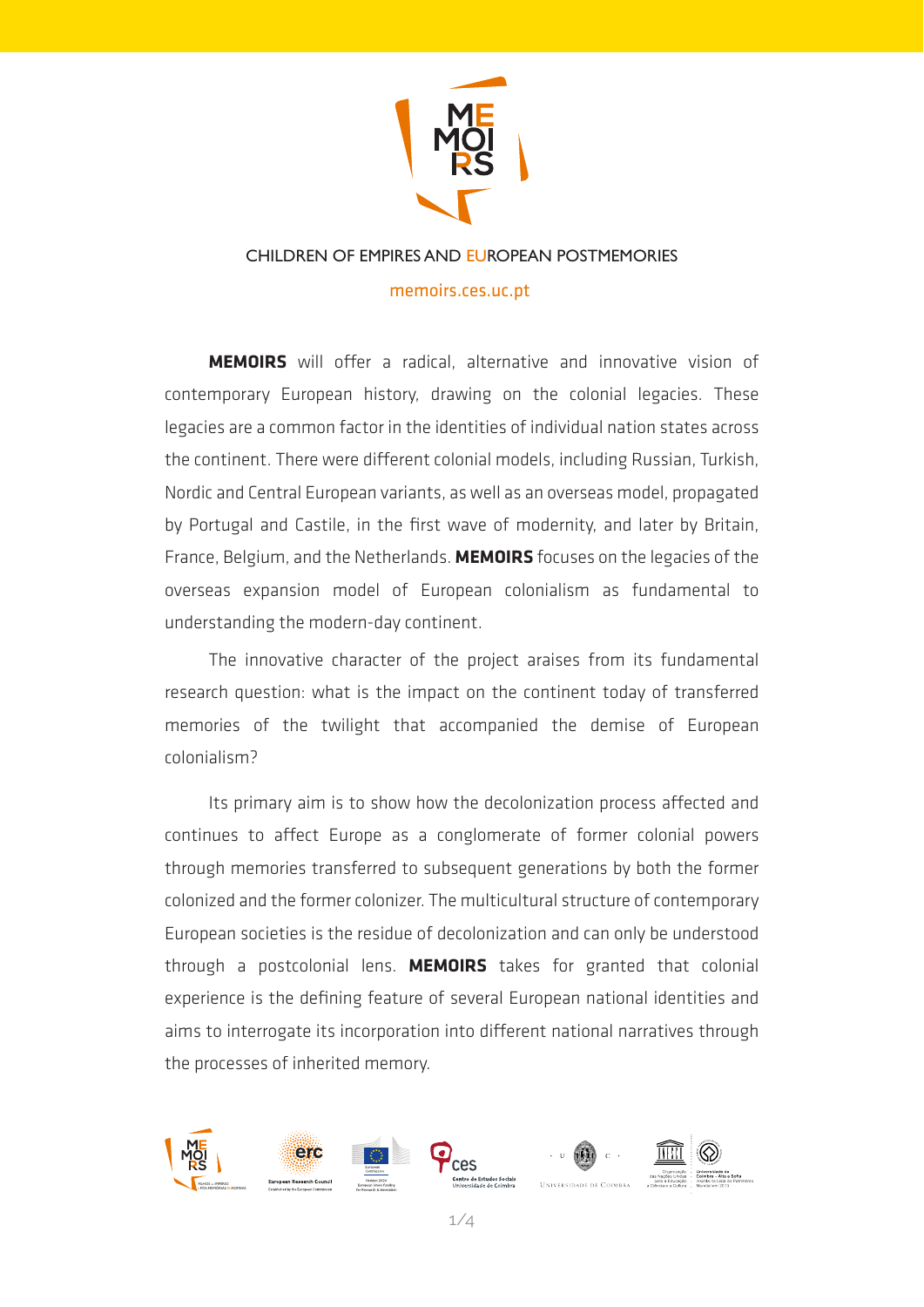# CHILDREN OF EMPIRES AND EUROPEAN POSTMEMORIES

memoirs.ces.uc.pt

**MEMOIRS** will offer a radical, alternative and innovative vision of contemporary European history, drawing on the colonial legacies. These legacies are a common factor in the identities of individual nation states across the continent. There were different colonial models, including Russian, Turkish, Nordic and Central European variants, as well as an overseas model, propagated by Portugal and Castile, in the first wave of modernity, and later by Britain, France, Belgium, and the Netherlands. **MEMOIRS** focuses on the legacies of the overseas expansion model of European colonialism as fundamental to understanding the modern-day continent.

The innovative character of the project araises from its fundamental research question: what is the impact on the continent today of transferred memories of the twilight that accompanied the demise of European colonialism?

Its primary aim is to show how the decolonization process affected and continues to affect Europe as a conglomerate of former colonial powers through memories transferred to subsequent generations by both the former colonized and the former colonizer. The multicultural structure of contemporary European societies is the residue of decolonization and can only be understood through a postcolonial lens. **MEMOIRS** takes for granted that colonial experience is the defining feature of several European national identities and aims to interrogate its incorporation into different national narratives through the processes of inherited memory.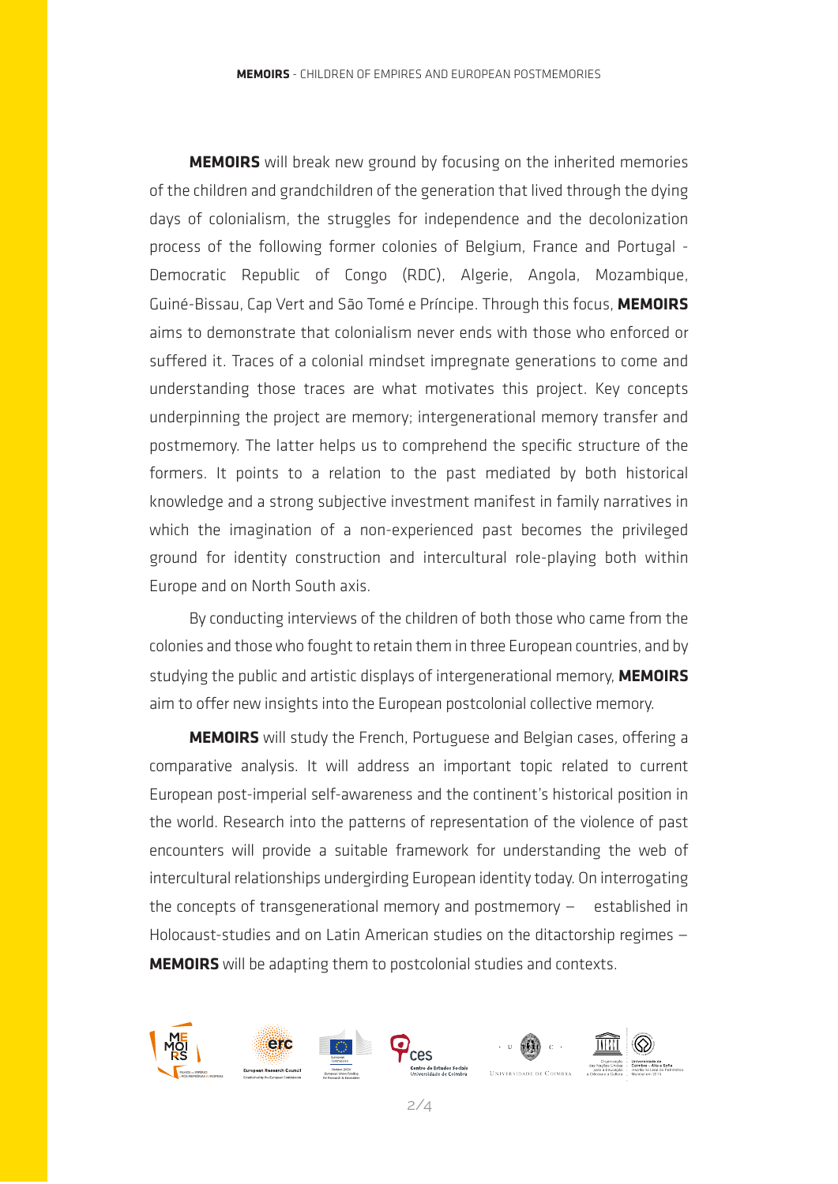**MEMOIRS** will break new ground by focusing on the inherited memories of the children and grandchildren of the generation that lived through the dying days of colonialism, the struggles for independence and the decolonization process of the following former colonies of Belgium, France and Portugal - Democratic Republic of Congo (RDC), Algerie, Angola, Mozambique, Guiné-Bissau, Cap Vert and São Tomé e Príncipe. Through this focus, **MEMOIRS** aims to demonstrate that colonialism never ends with those who enforced or suffered it. Traces of a colonial mindset impregnate generations to come and understanding those traces are what motivates this project. Key concepts underpinning the project are memory; intergenerational memory transfer and postmemory. The latter helps us to comprehend the specific structure of the formers. It points to a relation to the past mediated by both historical knowledge and a strong subjective investment manifest in family narratives in which the imagination of a non-experienced past becomes the privileged ground for identity construction and intercultural role-playing both within Europe and on North South axis.

By conducting interviews of the children of both those who came from the colonies and those who fought to retain them in three European countries, and by studying the public and artistic displays of intergenerational memory, **MEMOIRS** aim to offer new insights into the European postcolonial collective memory.

**MEMOIRS** will study the French, Portuguese and Belgian cases, offering a comparative analysis. It will address an important topic related to current European post-imperial self-awareness and the continent's historical position in the world. Research into the patterns of representation of the violence of past encounters will provide a suitable framework for understanding the web of intercultural relationships undergirding European identity today. On interrogating the concepts of transgenerational memory and postmemory – established in Holocaust-studies and on Latin American studies on the ditactorship regimes – **MEMOIRS** will be adapting them to postcolonial studies and contexts.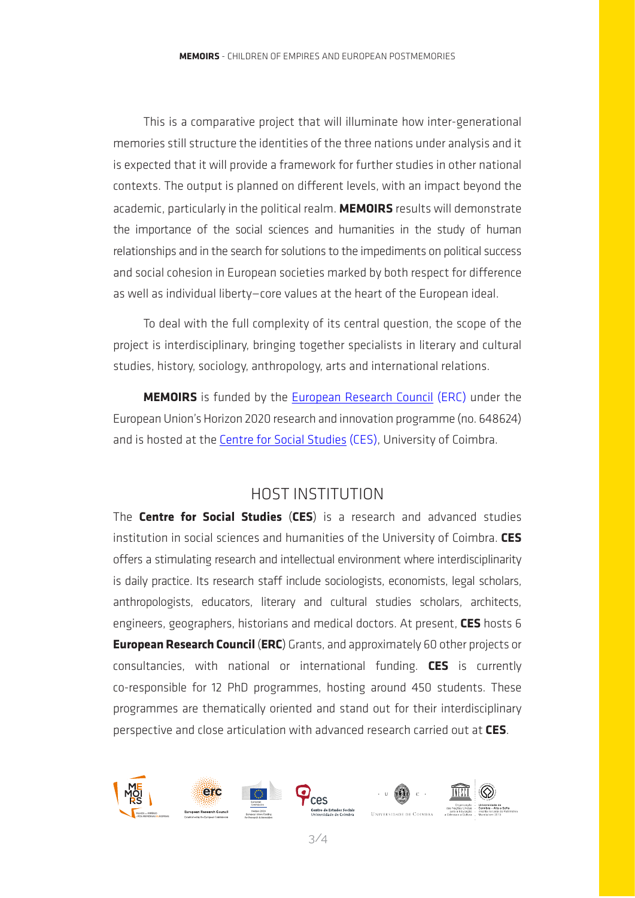This is a comparative project that will illuminate how inter-generational memories still structure the identities of the three nations under analysis and it is expected that it will provide a framework for further studies in other national contexts. The output is planned on different levels, with an impact beyond the academic, particularly in the political realm. **MEMOIRS** results will demonstrate the importance of the social sciences and humanities in the study of human relationships and in the search for solutions to the impediments on political success and social cohesion in European societies marked by both respect for difference as well as individual liberty—core values at the heart of the European ideal.

To deal with the full complexity of its central question, the scope of the project is interdisciplinary, bringing together specialists in literary and cultural studies, history, sociology, anthropology, arts and international relations.

**MEMOIRS** is funded by the European Research Council (ERC) under the European Union's Horizon 2020 research and innovation programme (no. 648624) and is hosted at the Centre for Social Studies (CES), University of Coimbra.

## HOST INSTITUTION

The **Centre for Social Studies** (**CES**) is a research and advanced studies institution in social sciences and humanities of the University of Coimbra. **CES** offers a stimulating research and intellectual environment where interdisciplinarity is daily practice. Its research staff include sociologists, economists, legal scholars, anthropologists, educators, literary and cultural studies scholars, architects, engineers, geographers, historians and medical doctors. At present, **CES** hosts 6 **European Research Council** (**ERC**) Grants, and approximately 60 other projects or consultancies, with national or international funding. **CES** is currently co-responsible for 12 PhD programmes, hosting around 450 students. These programmes are thematically oriented and stand out for their interdisciplinary perspective and close articulation with advanced research carried out at **CES**.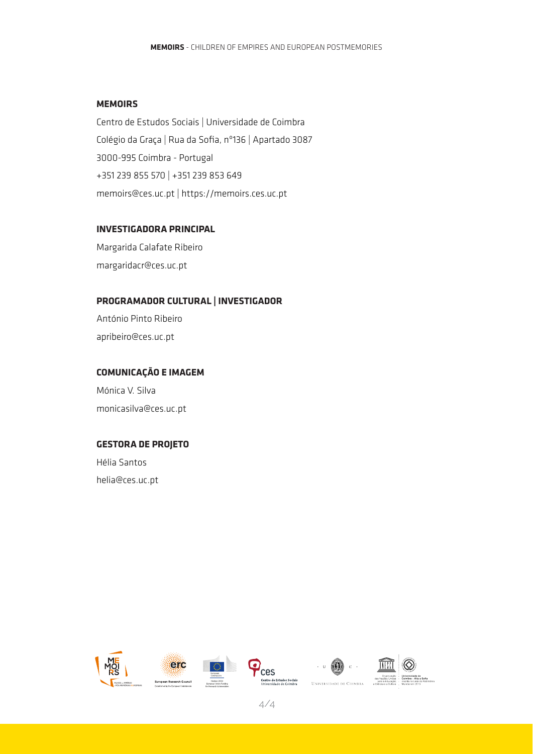**MEMOIRS**

Centro de Estudos Sociais | Universidade de Coimbra

Colégio da Graça | Rua da Sofia, nº136 | Apartado 3087

3000-995 Coimbra - Portugal

+351 239 855 570 | +351 239 853 649

memoirs@ces.uc.pt | https://memoirs.ces.uc.pt

**INVESTIGADORA PRINCIPAL**

Margarida Calafate Ribeiro

margaridacr@ces.uc.pt

**PROGRAMADOR CULTURAL | INVESTIGADOR**

António Pinto Ribeiro

apribeiro@ces.uc.pt

**COMUNICAÇÃO E IMAGEM**

Mónica V. Silva

monicasilva@ces.uc.pt

**GESTORA DE PROJETO**

Hélia Santos

helia@ces.uc.pt